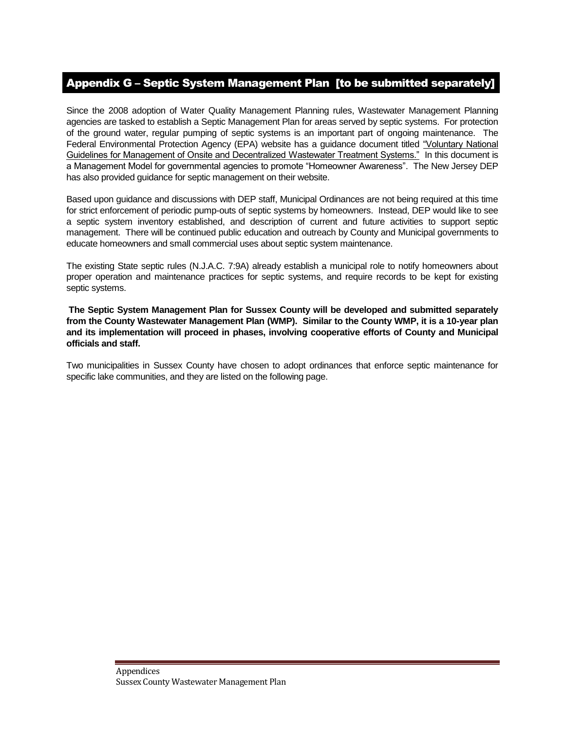# Appendix G – Septic System Management Plan [to be submitted separately]

Since the 2008 adoption of Water Quality Management Planning rules, Wastewater Management Planning agencies are tasked to establish a Septic Management Plan for areas served by septic systems. For protection of the ground water, regular pumping of septic systems is an important part of ongoing maintenance. The Federal Environmental Protection Agency (EPA) website has a guidance document titled "Voluntary National Guidelines for Management of Onsite and Decentralized Wastewater Treatment Systems." In this document is a Management Model for governmental agencies to promote "Homeowner Awareness". The New Jersey DEP has also provided guidance for septic management on their website.

Based upon guidance and discussions with DEP staff, Municipal Ordinances are not being required at this time for strict enforcement of periodic pump-outs of septic systems by homeowners. Instead, DEP would like to see a septic system inventory established, and description of current and future activities to support septic management. There will be continued public education and outreach by County and Municipal governments to educate homeowners and small commercial uses about septic system maintenance.

The existing State septic rules (N.J.A.C. 7:9A) already establish a municipal role to notify homeowners about proper operation and maintenance practices for septic systems, and require records to be kept for existing septic systems.

**The Septic System Management Plan for Sussex County will be developed and submitted separately from the County Wastewater Management Plan (WMP). Similar to the County WMP, it is a 10-year plan and its implementation will proceed in phases, involving cooperative efforts of County and Municipal officials and staff.**

Two municipalities in Sussex County have chosen to adopt ordinances that enforce septic maintenance for specific lake communities, and they are listed on the following page.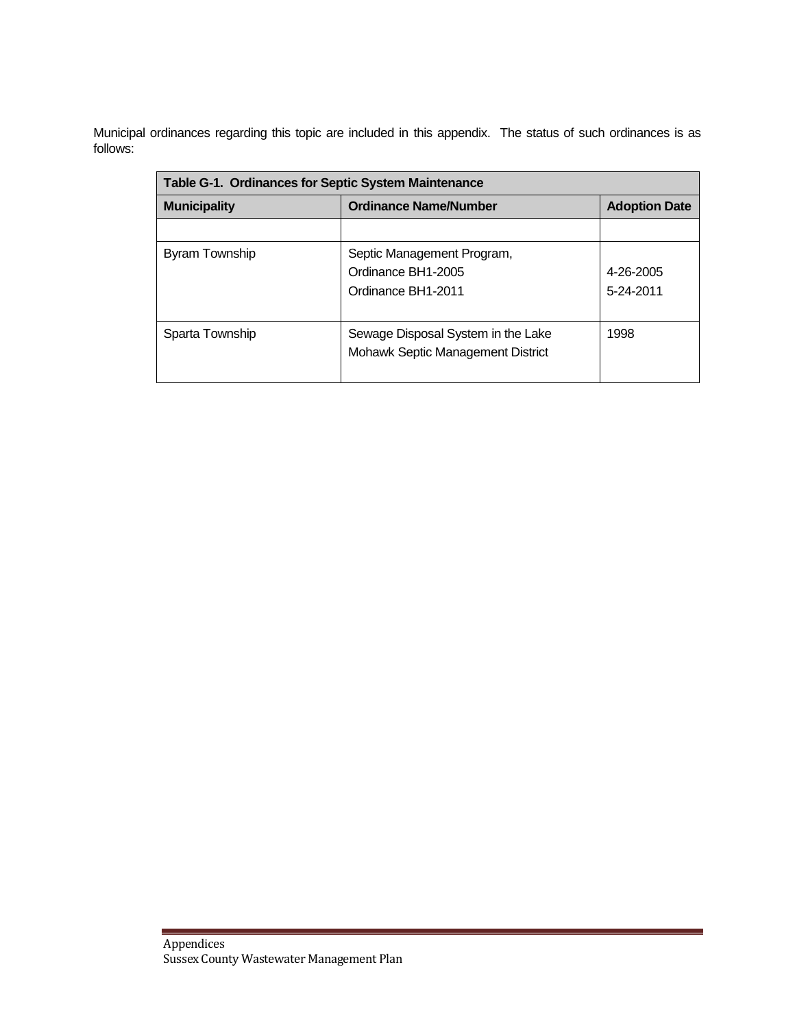Municipal ordinances regarding this topic are included in this appendix. The status of such ordinances is as follows:

| Table G-1. Ordinances for Septic System Maintenance | | |
|---|---|---|
| **Municipality** | **Ordinance Name/Number** | **Adoption Date** |
| | | |
| Byram Township | Septic Management Program,<br>Ordinance BH1-2005<br>Ordinance BH1-2011 | <br>4-26-2005<br>5-24-2011 |
| Sparta Township | Sewage Disposal System in the Lake Mohawk Septic Management District | 1998 |